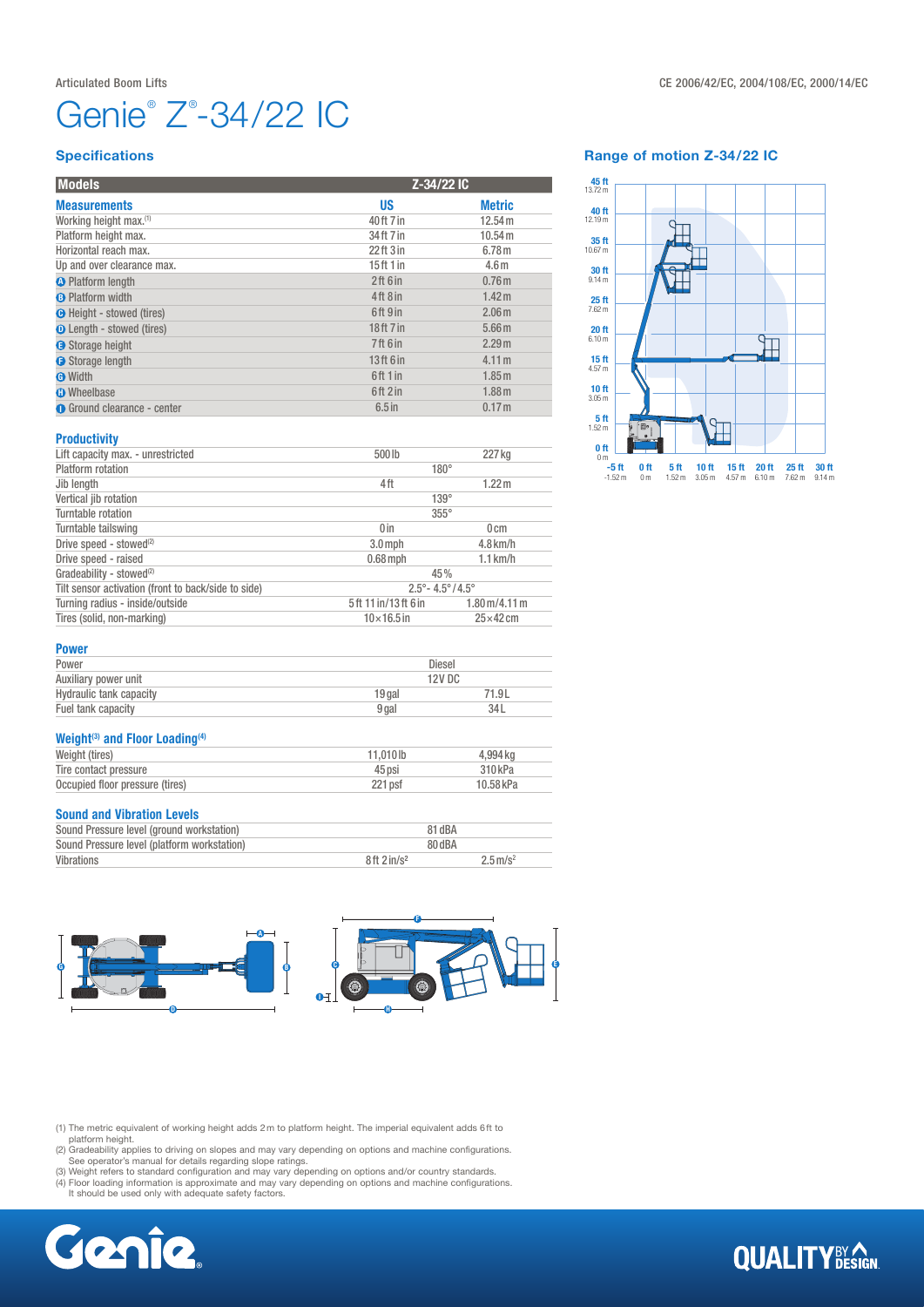Articulated Boom Lifts

CE 2006/42/EC, 2004/108/EC, 2000/14/EC

# Genie® Z®-34/22 IC

## Specifications

| Models | Z-34/22 IC | |
|---|---|---|
| **Measurements** | **US** | **Metric** |
| Working height max.(1) | 40 ft 7 in | 12.54 m |
| Platform height max. | 34 ft 7 in | 10.54 m |
| Horizontal reach max. | 22 ft 3 in | 6.78 m |
| Up and over clearance max. | 15 ft 1 in | 4.6 m |
| A Platform length | 2 ft 6 in | 0.76 m |
| B Platform width | 4 ft 8 in | 1.42 m |
| C Height - stowed (tires) | 6 ft 9 in | 2.06 m |
| D Length - stowed (tires) | 18 ft 7 in | 5.66 m |
| E Storage height | 7 ft 6 in | 2.29 m |
| F Storage length | 13 ft 6 in | 4.11 m |
| G Width | 6 ft 1 in | 1.85 m |
| H Wheelbase | 6 ft 2 in | 1.88 m |
| I Ground clearance - center | 6.5 in | 0.17 m |

### Productivity

| | | |
|---|---|---|
| Lift capacity max. - unrestricted | 500 lb | 227 kg |
| Platform rotation | 180° | |
| Jib length | 4 ft | 1.22 m |
| Vertical jib rotation | 139° | |
| Turntable rotation | 355° | |
| Turntable tailswing | 0 in | 0 cm |
| Drive speed - stowed(2) | 3.0 mph | 4.8 km/h |
| Drive speed - raised | 0.68 mph | 1.1 km/h |
| Gradeability - stowed(2) | 45% | |
| Tilt sensor activation (front to back/side to side) | 2.5°- 4.5° / 4.5° | |
| Turning radius - inside/outside | 5 ft 11 in/13 ft 6 in | 1.80 m/4.11 m |
| Tires (solid, non-marking) | 10×16.5 in | 25×42 cm |

### Power

| | | |
|---|---|---|
| Power | Diesel | |
| Auxiliary power unit | 12V DC | |
| Hydraulic tank capacity | 19 gal | 71.9 L |
| Fuel tank capacity | 9 gal | 34 L |

### Weight(3) and Floor Loading(4)

| | | |
|---|---|---|
| Weight (tires) | 11,010 lb | 4,994 kg |
| Tire contact pressure | 45 psi | 310 kPa |
| Occupied floor pressure (tires) | 221 psf | 10.58 kPa |

### Sound and Vibration Levels

| | | |
|---|---|---|
| Sound Pressure level (ground workstation) | 81 dBA | |
| Sound Pressure level (platform workstation) | 80 dBA | |
| Vibrations | 8 ft 2 in/s² | 2.5 m/s² |

## Range of motion Z-34/22 IC

(1) The metric equivalent of working height adds 2 m to platform height. The imperial equivalent adds 6 ft to platform height.
(2) Gradeability applies to driving on slopes and may vary depending on options and machine configurations. See operator's manual for details regarding slope ratings.
(3) Weight refers to standard configuration and may vary depending on options and/or country standards.
(4) Floor loading information is approximate and may vary depending on options and machine configurations. It should be used only with adequate safety factors.

Genie

QUALITY BY DESIGN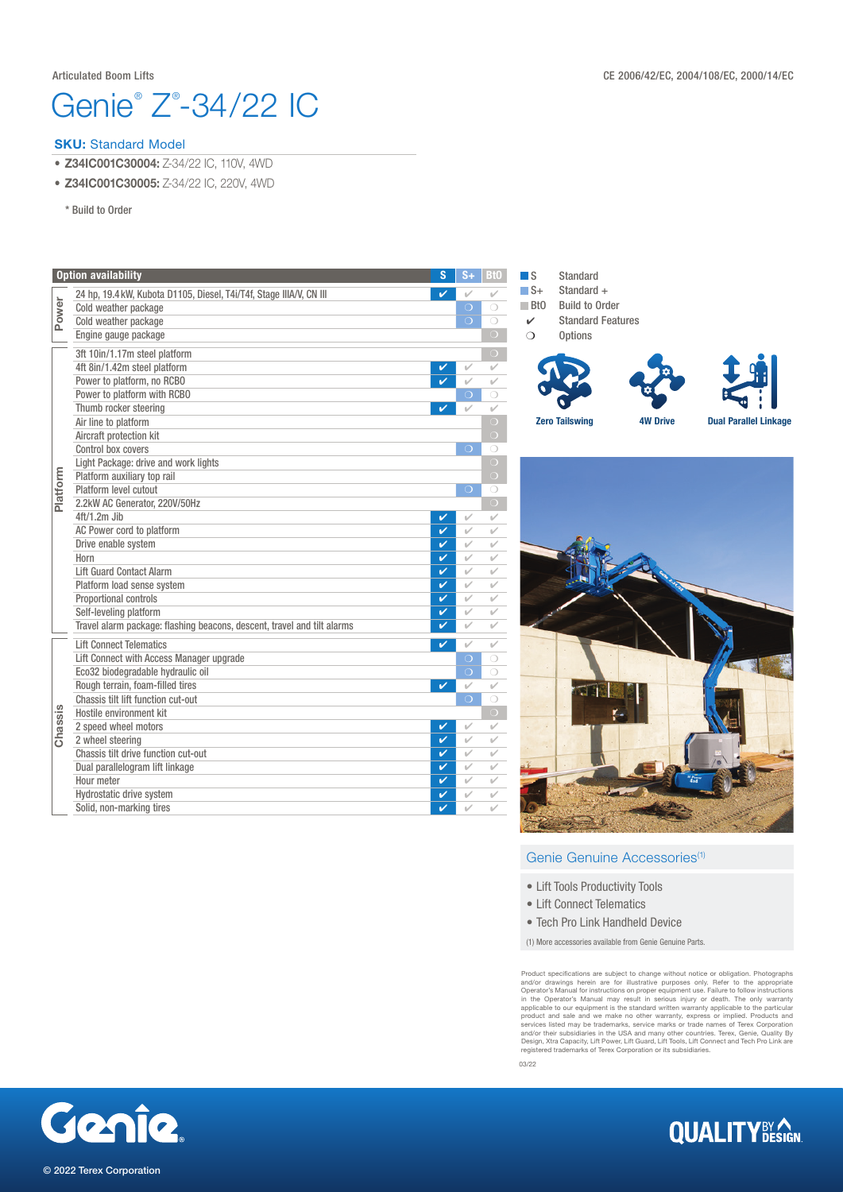Articulated Boom Lifts

CE 2006/42/EC, 2004/108/EC, 2000/14/EC

# Genie® Z®-34/22 IC

**SKU:** Standard Model

- **Z34IC001C30004:** Z-34/22 IC, 110V, 4WD
- **Z34IC001C30005:** Z-34/22 IC, 220V, 4WD

\* Build to Order

| | Option availability | S | S+ | BtO |
|---|---|---|---|---|
| Power | 24 hp, 19.4 kW, Kubota D1105, Diesel, T4i/T4f, Stage IIIA/V, CN III | ✔ | ✔ | ✔ |
| | Cold weather package | | ❍ | ❍ |
| | Cold weather package | | ❍ | ❍ |
| | Engine gauge package | | | ❍ |
| Platform | 3ft 10in/1.17m steel platform | | | ❍ |
| | 4ft 8in/1.42m steel platform | ✔ | ✔ | ✔ |
| | Power to platform, no RCBO | ✔ | ✔ | ✔ |
| | Power to platform with RCBO | | ❍ | ❍ |
| | Thumb rocker steering | ✔ | ✔ | ✔ |
| | Air line to platform | | | ❍ |
| | Aircraft protection kit | | | ❍ |
| | Control box covers | | ❍ | ❍ |
| | Light Package: drive and work lights | | | ❍ |
| | Platform auxiliary top rail | | | ❍ |
| | Platform level cutout | | ❍ | ❍ |
| | 2.2kW AC Generator, 220V/50Hz | | | ❍ |
| | 4ft/1.2m Jib | ✔ | ✔ | ✔ |
| | AC Power cord to platform | ✔ | ✔ | ✔ |
| | Drive enable system | ✔ | ✔ | ✔ |
| | Horn | ✔ | ✔ | ✔ |
| | Lift Guard Contact Alarm | ✔ | ✔ | ✔ |
| | Platform load sense system | ✔ | ✔ | ✔ |
| | Proportional controls | ✔ | ✔ | ✔ |
| | Self-leveling platform | ✔ | ✔ | ✔ |
| | Travel alarm package: flashing beacons, descent, travel and tilt alarms | ✔ | ✔ | ✔ |
| Chassis | Lift Connect Telematics | ✔ | ✔ | ✔ |
| | Lift Connect with Access Manager upgrade | | ❍ | ❍ |
| | Eco32 biodegradable hydraulic oil | | ❍ | ❍ |
| | Rough terrain, foam-filled tires | ✔ | ✔ | ✔ |
| | Chassis tilt lift function cut-out | | ❍ | ❍ |
| | Hostile environment kit | | | ❍ |
| | 2 speed wheel motors | ✔ | ✔ | ✔ |
| | 2 wheel steering | ✔ | ✔ | ✔ |
| | Chassis tilt drive function cut-out | ✔ | ✔ | ✔ |
| | Dual parallelogram lift linkage | ✔ | ✔ | ✔ |
| | Hour meter | ✔ | ✔ | ✔ |
| | Hydrostatic drive system | ✔ | ✔ | ✔ |
| | Solid, non-marking tires | ✔ | ✔ | ✔ |

- S — Standard
- S+ — Standard +
- BtO — Build to Order
- ✔ — Standard Features
- ❍ — Options

Zero Tailswing

4W Drive

Dual Parallel Linkage

## Genie Genuine Accessories[1]

- Lift Tools Productivity Tools
- Lift Connect Telematics
- Tech Pro Link Handheld Device

(1) More accessories available from Genie Genuine Parts.

Product specifications are subject to change without notice or obligation. Photographs and/or drawings herein are for illustrative purposes only. Refer to the appropriate Operator's Manual for instructions on proper equipment use. Failure to follow instructions in the Operator's Manual may result in serious injury or death. The only warranty applicable to our equipment is the standard written warranty applicable to the particular product and sale and we make no other warranty, express or implied. Products and services listed may be trademarks, service marks or trade names of Terex Corporation and/or their subsidiaries in the USA and many other countries. Terex, Genie, Quality By Design, Xtra Capacity, Lift Power, Lift Guard, Lift Tools, Lift Connect and Tech Pro Link are registered trademarks of Terex Corporation or its subsidiaries.

03/22

© 2022 Terex Corporation